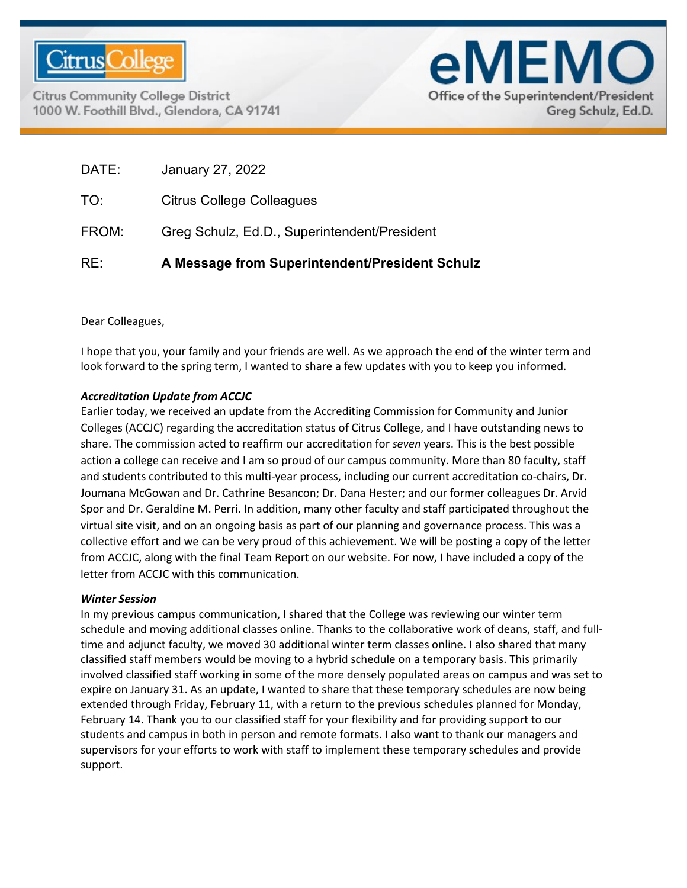Citrus College

Citrus Community College District
1000 W. Foothill Blvd., Glendora, CA 91741

# eMEMO

Office of the Superintendent/President
Greg Schulz, Ed.D.

| | |
|---|---|
| DATE: | January 27, 2022 |
| TO: | Citrus College Colleagues |
| FROM: | Greg Schulz, Ed.D., Superintendent/President |
| RE: | **A Message from Superintendent/President Schulz** |

---

Dear Colleagues,

I hope that you, your family and your friends are well. As we approach the end of the winter term and look forward to the spring term, I wanted to share a few updates with you to keep you informed.

***Accreditation Update from ACCJC***

Earlier today, we received an update from the Accrediting Commission for Community and Junior Colleges (ACCJC) regarding the accreditation status of Citrus College, and I have outstanding news to share. The commission acted to reaffirm our accreditation for *seven* years. This is the best possible action a college can receive and I am so proud of our campus community. More than 80 faculty, staff and students contributed to this multi-year process, including our current accreditation co-chairs, Dr. Joumana McGowan and Dr. Cathrine Besancon; Dr. Dana Hester; and our former colleagues Dr. Arvid Spor and Dr. Geraldine M. Perri. In addition, many other faculty and staff participated throughout the virtual site visit, and on an ongoing basis as part of our planning and governance process. This was a collective effort and we can be very proud of this achievement. We will be posting a copy of the letter from ACCJC, along with the final Team Report on our website. For now, I have included a copy of the letter from ACCJC with this communication.

***Winter Session***

In my previous campus communication, I shared that the College was reviewing our winter term schedule and moving additional classes online. Thanks to the collaborative work of deans, staff, and full-time and adjunct faculty, we moved 30 additional winter term classes online. I also shared that many classified staff members would be moving to a hybrid schedule on a temporary basis. This primarily involved classified staff working in some of the more densely populated areas on campus and was set to expire on January 31. As an update, I wanted to share that these temporary schedules are now being extended through Friday, February 11, with a return to the previous schedules planned for Monday, February 14. Thank you to our classified staff for your flexibility and for providing support to our students and campus in both in person and remote formats. I also want to thank our managers and supervisors for your efforts to work with staff to implement these temporary schedules and provide support.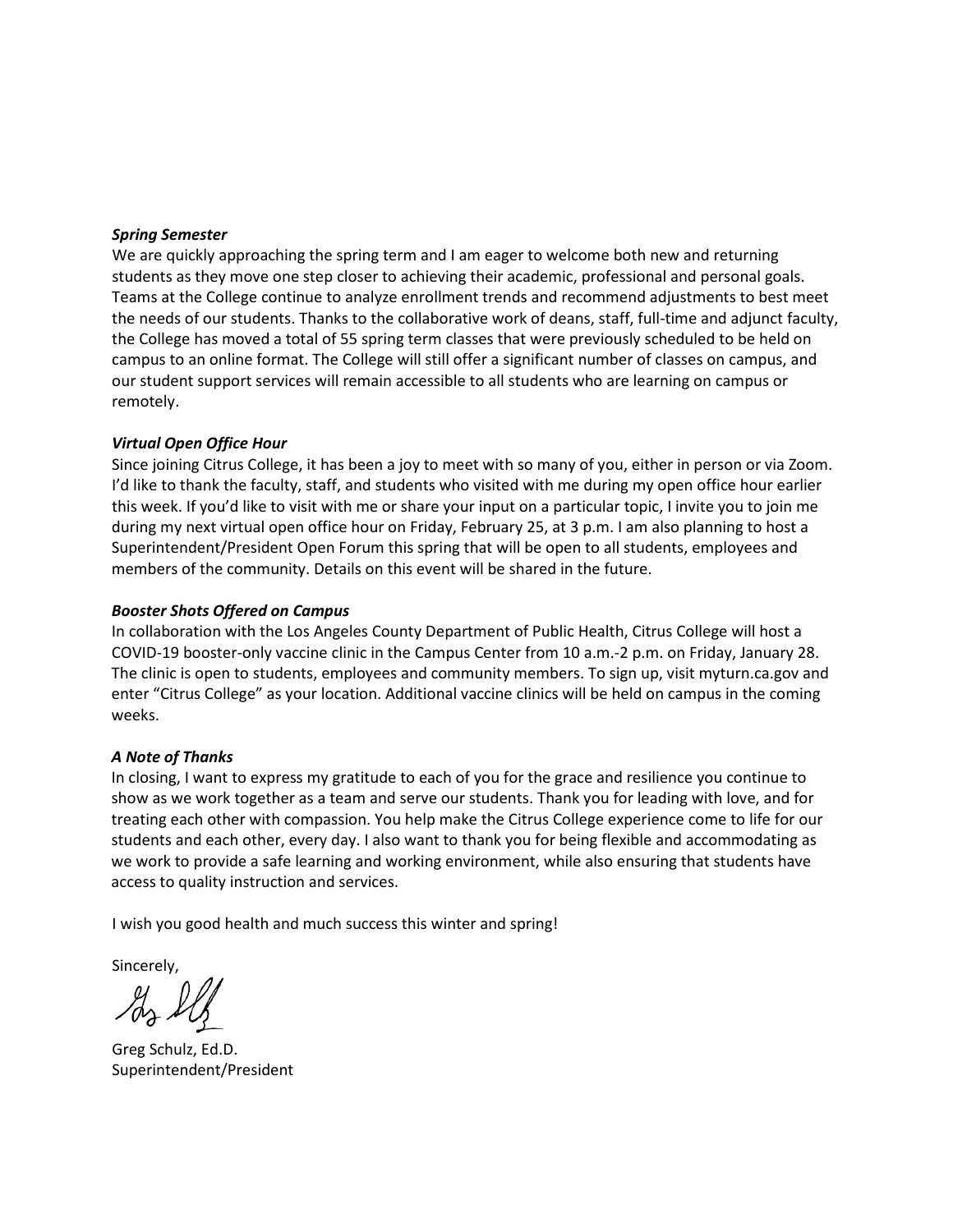***Spring Semester***

We are quickly approaching the spring term and I am eager to welcome both new and returning students as they move one step closer to achieving their academic, professional and personal goals. Teams at the College continue to analyze enrollment trends and recommend adjustments to best meet the needs of our students. Thanks to the collaborative work of deans, staff, full-time and adjunct faculty, the College has moved a total of 55 spring term classes that were previously scheduled to be held on campus to an online format. The College will still offer a significant number of classes on campus, and our student support services will remain accessible to all students who are learning on campus or remotely.

***Virtual Open Office Hour***

Since joining Citrus College, it has been a joy to meet with so many of you, either in person or via Zoom. I'd like to thank the faculty, staff, and students who visited with me during my open office hour earlier this week. If you'd like to visit with me or share your input on a particular topic, I invite you to join me during my next virtual open office hour on Friday, February 25, at 3 p.m. I am also planning to host a Superintendent/President Open Forum this spring that will be open to all students, employees and members of the community. Details on this event will be shared in the future.

***Booster Shots Offered on Campus***

In collaboration with the Los Angeles County Department of Public Health, Citrus College will host a COVID-19 booster-only vaccine clinic in the Campus Center from 10 a.m.-2 p.m. on Friday, January 28. The clinic is open to students, employees and community members. To sign up, visit myturn.ca.gov and enter "Citrus College" as your location. Additional vaccine clinics will be held on campus in the coming weeks.

***A Note of Thanks***

In closing, I want to express my gratitude to each of you for the grace and resilience you continue to show as we work together as a team and serve our students. Thank you for leading with love, and for treating each other with compassion. You help make the Citrus College experience come to life for our students and each other, every day. I also want to thank you for being flexible and accommodating as we work to provide a safe learning and working environment, while also ensuring that students have access to quality instruction and services.

I wish you good health and much success this winter and spring!

Sincerely,

Greg Schulz, Ed.D.
Superintendent/President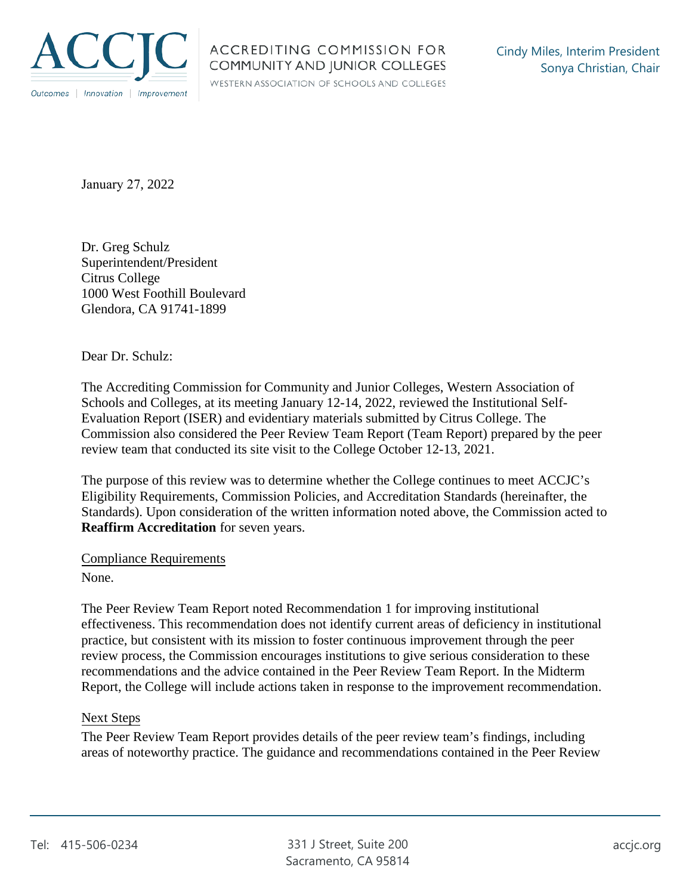January 27, 2022

Dr. Greg Schulz
Superintendent/President
Citrus College
1000 West Foothill Boulevard
Glendora, CA 91741-1899

Dear Dr. Schulz:

The Accrediting Commission for Community and Junior Colleges, Western Association of Schools and Colleges, at its meeting January 12-14, 2022, reviewed the Institutional Self-Evaluation Report (ISER) and evidentiary materials submitted by Citrus College. The Commission also considered the Peer Review Team Report (Team Report) prepared by the peer review team that conducted its site visit to the College October 12-13, 2021.

The purpose of this review was to determine whether the College continues to meet ACCJC's Eligibility Requirements, Commission Policies, and Accreditation Standards (hereinafter, the Standards). Upon consideration of the written information noted above, the Commission acted to **Reaffirm Accreditation** for seven years.

Compliance Requirements

None.

The Peer Review Team Report noted Recommendation 1 for improving institutional effectiveness. This recommendation does not identify current areas of deficiency in institutional practice, but consistent with its mission to foster continuous improvement through the peer review process, the Commission encourages institutions to give serious consideration to these recommendations and the advice contained in the Peer Review Team Report. In the Midterm Report, the College will include actions taken in response to the improvement recommendation.

Next Steps

The Peer Review Team Report provides details of the peer review team's findings, including areas of noteworthy practice. The guidance and recommendations contained in the Peer Review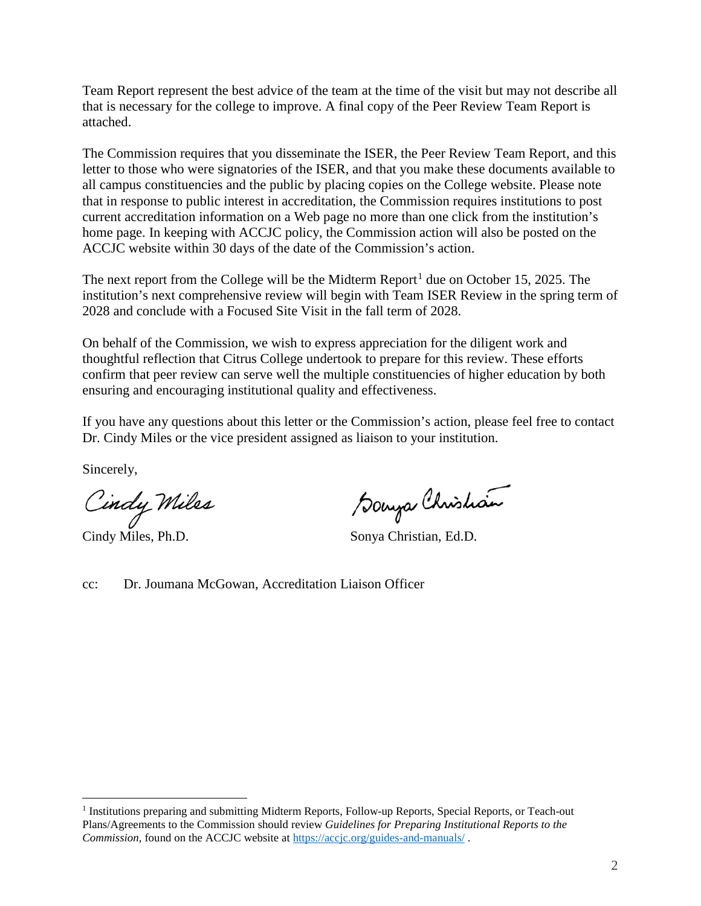Team Report represent the best advice of the team at the time of the visit but may not describe all that is necessary for the college to improve. A final copy of the Peer Review Team Report is attached.

The Commission requires that you disseminate the ISER, the Peer Review Team Report, and this letter to those who were signatories of the ISER, and that you make these documents available to all campus constituencies and the public by placing copies on the College website. Please note that in response to public interest in accreditation, the Commission requires institutions to post current accreditation information on a Web page no more than one click from the institution's home page. In keeping with ACCJC policy, the Commission action will also be posted on the ACCJC website within 30 days of the date of the Commission's action.

The next report from the College will be the Midterm Report[1] due on October 15, 2025. The institution's next comprehensive review will begin with Team ISER Review in the spring term of 2028 and conclude with a Focused Site Visit in the fall term of 2028.

On behalf of the Commission, we wish to express appreciation for the diligent work and thoughtful reflection that Citrus College undertook to prepare for this review. These efforts confirm that peer review can serve well the multiple constituencies of higher education by both ensuring and encouraging institutional quality and effectiveness.

If you have any questions about this letter or the Commission's action, please feel free to contact Dr. Cindy Miles or the vice president assigned as liaison to your institution.

Sincerely,

Cindy Miles, Ph.D.

Sonya Christian, Ed.D.

cc: Dr. Joumana McGowan, Accreditation Liaison Officer

---

[1] Institutions preparing and submitting Midterm Reports, Follow-up Reports, Special Reports, or Teach-out Plans/Agreements to the Commission should review *Guidelines for Preparing Institutional Reports to the Commission*, found on the ACCJC website at https://accjc.org/guides-and-manuals/ .